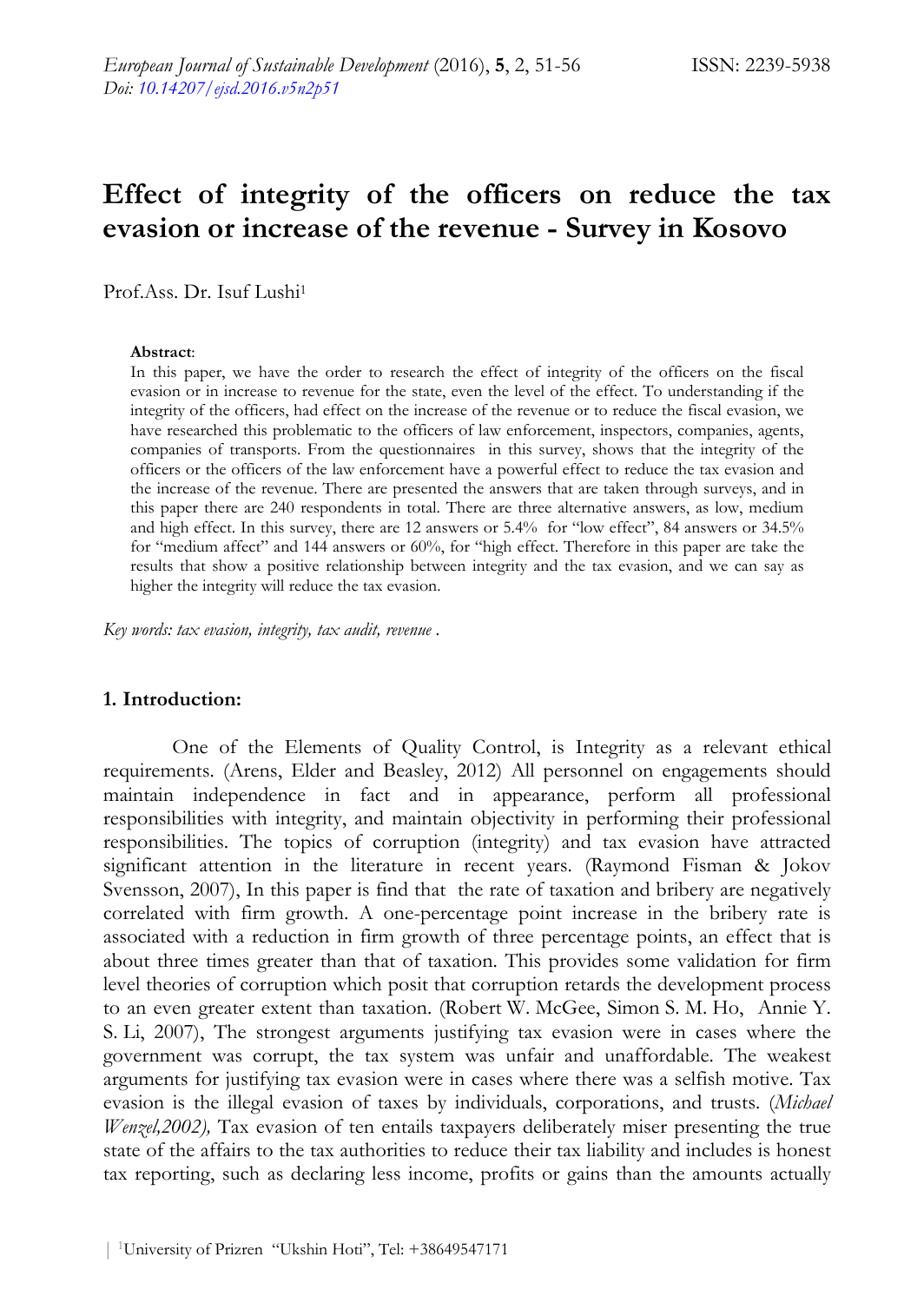# Effect of integrity of the officers on reduce the tax evasion or increase of the revenue - Survey in Kosovo

Prof.Ass. Dr. Isuf Lushi[1]

**Abstract**:

In this paper, we have the order to research the effect of integrity of the officers on the fiscal evasion or in increase to revenue for the state, even the level of the effect. To understanding if the integrity of the officers, had effect on the increase of the revenue or to reduce the fiscal evasion, we have researched this problematic to the officers of law enforcement, inspectors, companies, agents, companies of transports. From the questionnaires in this survey, shows that the integrity of the officers or the officers of the law enforcement have a powerful effect to reduce the tax evasion and the increase of the revenue. There are presented the answers that are taken through surveys, and in this paper there are 240 respondents in total. There are three alternative answers, as low, medium and high effect. In this survey, there are 12 answers or 5.4% for "low effect", 84 answers or 34.5% for "medium affect" and 144 answers or 60%, for "high effect. Therefore in this paper are take the results that show a positive relationship between integrity and the tax evasion, and we can say as higher the integrity will reduce the tax evasion.

*Key words: tax evasion, integrity, tax audit, revenue .*

## 1. Introduction:

One of the Elements of Quality Control, is Integrity as a relevant ethical requirements. (Arens, Elder and Beasley, 2012) All personnel on engagements should maintain independence in fact and in appearance, perform all professional responsibilities with integrity, and maintain objectivity in performing their professional responsibilities. The topics of corruption (integrity) and tax evasion have attracted significant attention in the literature in recent years. (Raymond Fisman & Jokov Svensson, 2007), In this paper is find that the rate of taxation and bribery are negatively correlated with firm growth. A one-percentage point increase in the bribery rate is associated with a reduction in firm growth of three percentage points, an effect that is about three times greater than that of taxation. This provides some validation for firm level theories of corruption which posit that corruption retards the development process to an even greater extent than taxation. (Robert W. McGee, Simon S. M. Ho, Annie Y. S. Li, 2007), The strongest arguments justifying tax evasion were in cases where the government was corrupt, the tax system was unfair and unaffordable. The weakest arguments for justifying tax evasion were in cases where there was a selfish motive. Tax evasion is the illegal evasion of taxes by individuals, corporations, and trusts. (*Michael Wenzel,2002),* Tax evasion of ten entails taxpayers deliberately miser presenting the true state of the affairs to the tax authorities to reduce their tax liability and includes is honest tax reporting, such as declaring less income, profits or gains than the amounts actually

[1]University of Prizren "Ukshin Hoti", Tel: +38649547171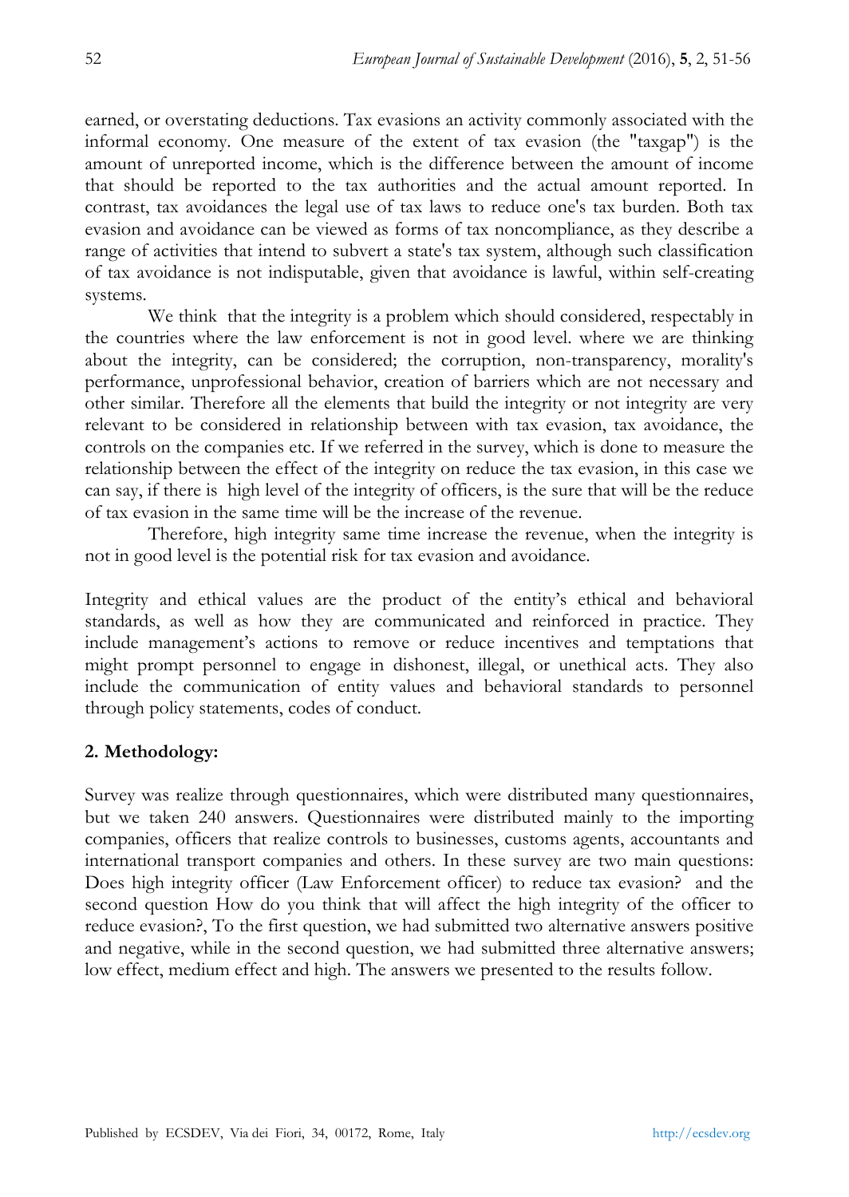earned, or overstating deductions. Tax evasions an activity commonly associated with the informal economy. One measure of the extent of tax evasion (the "taxgap") is the amount of unreported income, which is the difference between the amount of income that should be reported to the tax authorities and the actual amount reported. In contrast, tax avoidances the legal use of tax laws to reduce one's tax burden. Both tax evasion and avoidance can be viewed as forms of tax noncompliance, as they describe a range of activities that intend to subvert a state's tax system, although such classification of tax avoidance is not indisputable, given that avoidance is lawful, within self-creating systems.

We think that the integrity is a problem which should considered, respectably in the countries where the law enforcement is not in good level. where we are thinking about the integrity, can be considered; the corruption, non-transparency, morality's performance, unprofessional behavior, creation of barriers which are not necessary and other similar. Therefore all the elements that build the integrity or not integrity are very relevant to be considered in relationship between with tax evasion, tax avoidance, the controls on the companies etc. If we referred in the survey, which is done to measure the relationship between the effect of the integrity on reduce the tax evasion, in this case we can say, if there is high level of the integrity of officers, is the sure that will be the reduce of tax evasion in the same time will be the increase of the revenue.

Therefore, high integrity same time increase the revenue, when the integrity is not in good level is the potential risk for tax evasion and avoidance.

Integrity and ethical values are the product of the entity's ethical and behavioral standards, as well as how they are communicated and reinforced in practice. They include management's actions to remove or reduce incentives and temptations that might prompt personnel to engage in dishonest, illegal, or unethical acts. They also include the communication of entity values and behavioral standards to personnel through policy statements, codes of conduct.

## 2. Methodology:

Survey was realize through questionnaires, which were distributed many questionnaires, but we taken 240 answers. Questionnaires were distributed mainly to the importing companies, officers that realize controls to businesses, customs agents, accountants and international transport companies and others. In these survey are two main questions: Does high integrity officer (Law Enforcement officer) to reduce tax evasion? and the second question How do you think that will affect the high integrity of the officer to reduce evasion?, To the first question, we had submitted two alternative answers positive and negative, while in the second question, we had submitted three alternative answers; low effect, medium effect and high. The answers we presented to the results follow.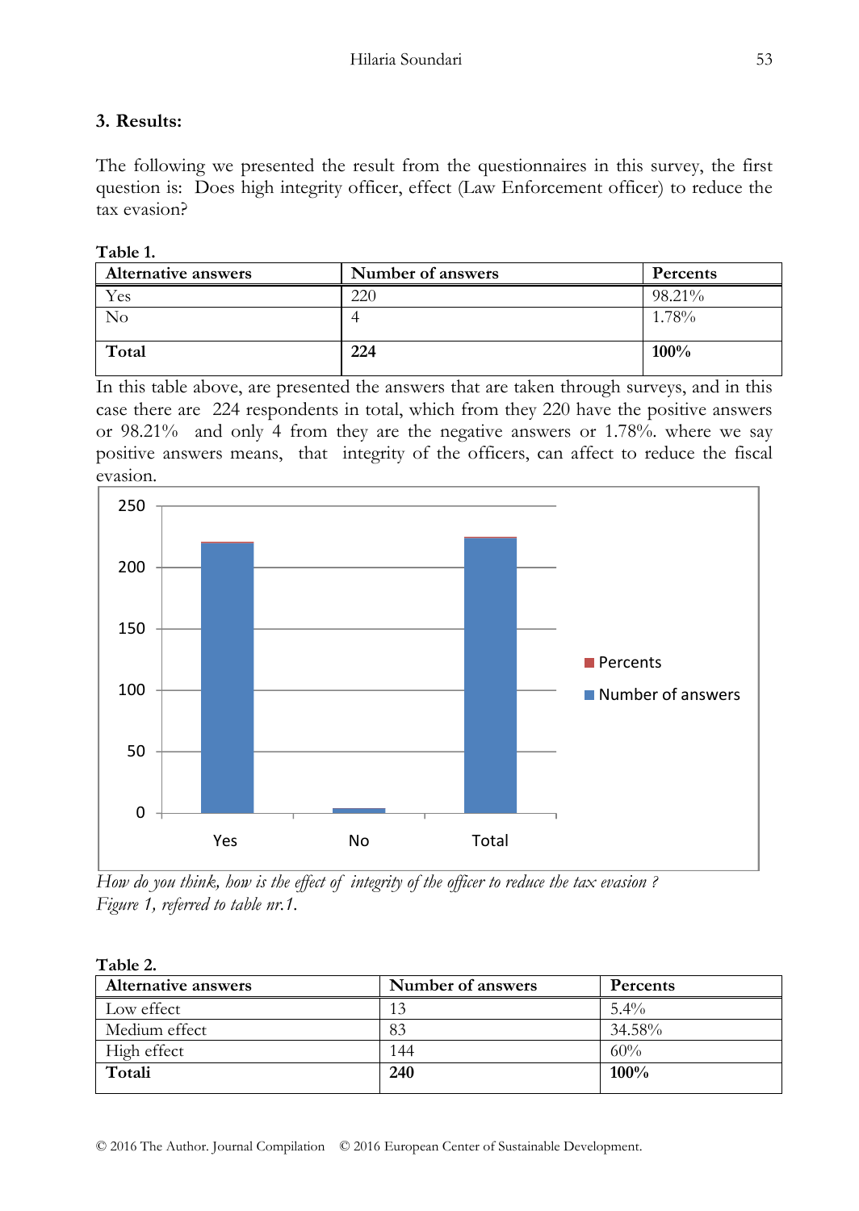## 3. Results:

The following we presented the result from the questionnaires in this survey, the first question is: Does high integrity officer, effect (Law Enforcement officer) to reduce the tax evasion?

**Table 1.**

| Alternative answers | Number of answers | Percents |
|---|---|---|
| Yes | 220 | 98.21% |
| No | 4 | 1.78% |
| **Total** | **224** | **100%** |

In this table above, are presented the answers that are taken through surveys, and in this case there are 224 respondents in total, which from they 220 have the positive answers or 98.21% and only 4 from they are the negative answers or 1.78%. where we say positive answers means, that integrity of the officers, can affect to reduce the fiscal evasion.

*How do you think, how is the effect of integrity of the officer to reduce the tax evasion ?*
*Figure 1, referred to table nr.1.*

**Table 2.**

| Alternative answers | Number of answers | Percents |
|---|---|---|
| Low effect | 13 | 5.4% |
| Medium effect | 83 | 34.58% |
| High effect | 144 | 60% |
| **Totali** | **240** | **100%** |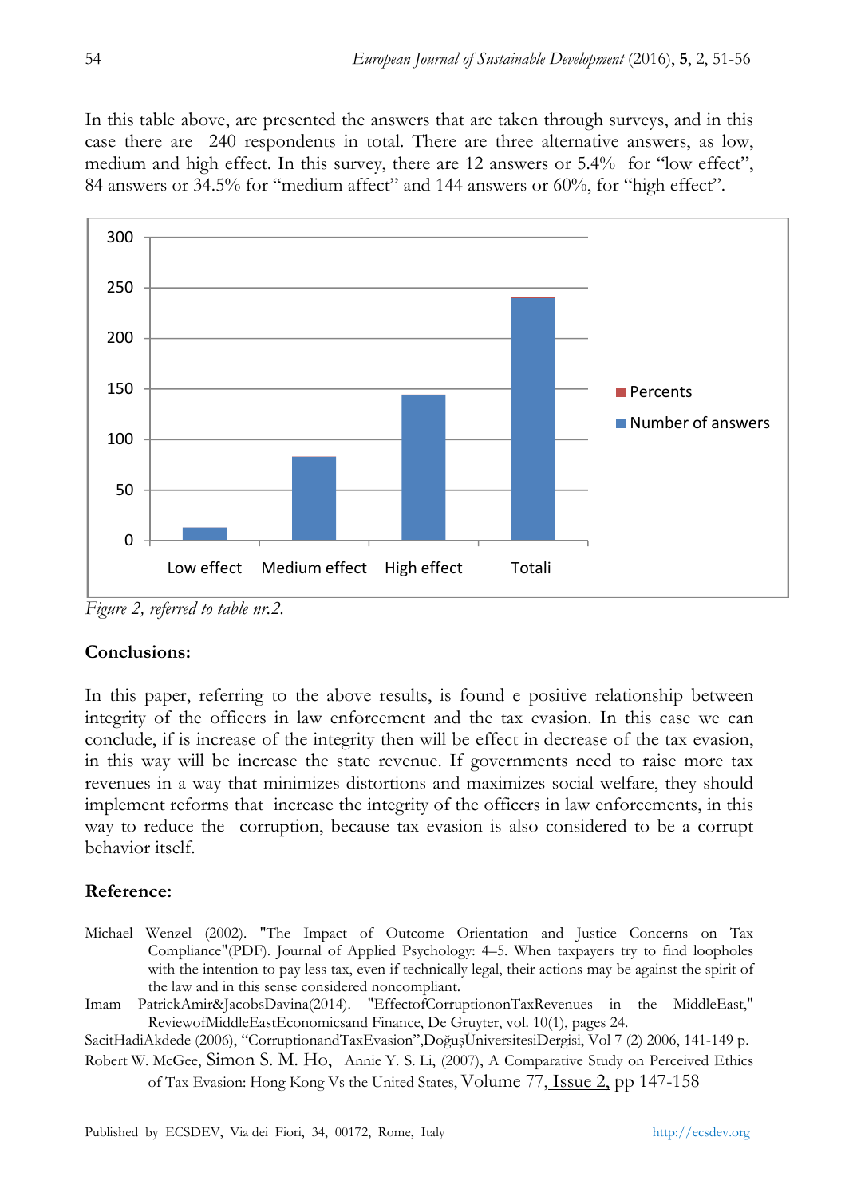In this table above, are presented the answers that are taken through surveys, and in this case there are 240 respondents in total. There are three alternative answers, as low, medium and high effect. In this survey, there are 12 answers or 5.4% for "low effect", 84 answers or 34.5% for "medium affect" and 144 answers or 60%, for "high effect".

*Figure 2, referred to table nr.2.*

**Conclusions:**

In this paper, referring to the above results, is found e positive relationship between integrity of the officers in law enforcement and the tax evasion. In this case we can conclude, if is increase of the integrity then will be effect in decrease of the tax evasion, in this way will be increase the state revenue. If governments need to raise more tax revenues in a way that minimizes distortions and maximizes social welfare, they should implement reforms that increase the integrity of the officers in law enforcements, in this way to reduce the corruption, because tax evasion is also considered to be a corrupt behavior itself.

**Reference:**

Michael Wenzel (2002). "The Impact of Outcome Orientation and Justice Concerns on Tax Compliance"(PDF). Journal of Applied Psychology: 4–5. When taxpayers try to find loopholes with the intention to pay less tax, even if technically legal, their actions may be against the spirit of the law and in this sense considered noncompliant.

Imam PatrickAmir&JacobsDavina(2014). "EffectofCorruptiononTaxRevenues in the MiddleEast," ReviewofMiddleEastEconomicsand Finance, De Gruyter, vol. 10(1), pages 24.

SacitHadiAkdede (2006), "CorruptionandTaxEvasion",DoğuşÜniversitesiDergisi, Vol 7 (2) 2006, 141-149 p.

Robert W. McGee, Simon S. M. Ho, Annie Y. S. Li, (2007), A Comparative Study on Perceived Ethics of Tax Evasion: Hong Kong Vs the United States, Volume 77, Issue 2, pp 147-158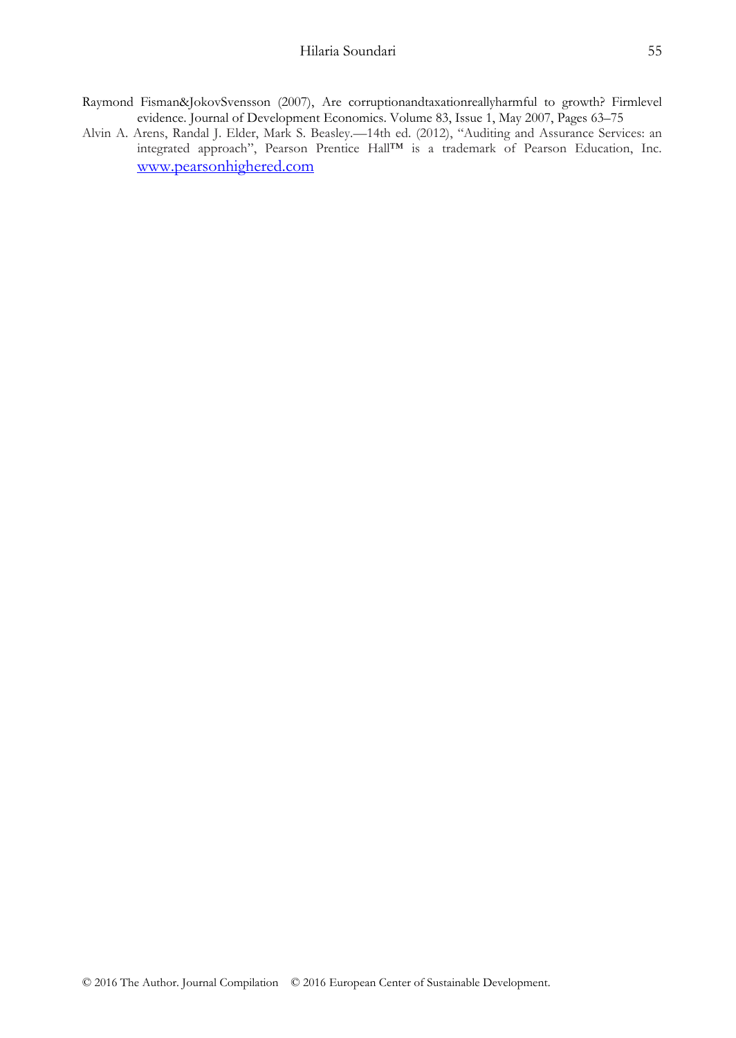Raymond Fisman&JokovSvensson (2007), Are corruptionandtaxationreallyharmful to growth? Firmlevel evidence. Journal of Development Economics. Volume 83, Issue 1, May 2007, Pages 63–75

Alvin A. Arens, Randal J. Elder, Mark S. Beasley.—14th ed. (2012), "Auditing and Assurance Services: an integrated approach", Pearson Prentice Hall™ is a trademark of Pearson Education, Inc. www.pearsonhighered.com

© 2016 The Author. Journal Compilation © 2016 European Center of Sustainable Development.